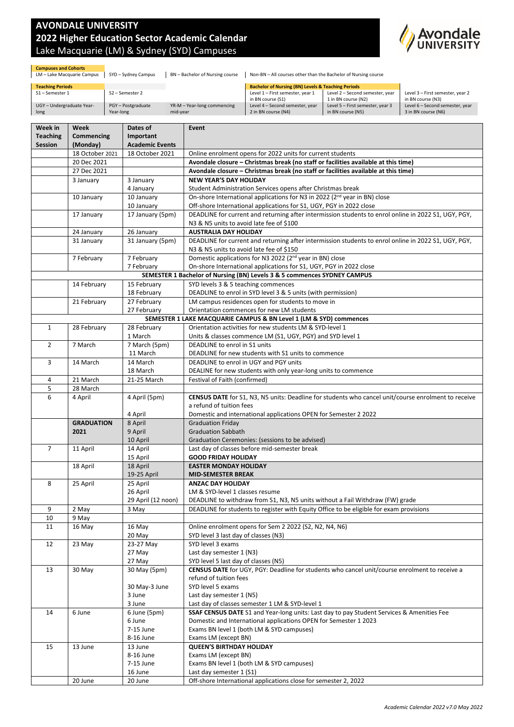# AVONDALE UNIVERSITY
## 2022 Higher Education Sector Academic Calendar
### Lake Macquarie (LM) & Sydney (SYD) Campuses

**Campuses and Cohorts**

| LM – Lake Macquarie Campus | SYD – Sydney Campus | BN – Bachelor of Nursing course | Non-BN – All courses other than the Bachelor of Nursing course |
|---|---|---|---|

**Teaching Periods**

| | | |
|---|---|---|
| S1 – Semester 1 | S2 – Semester 2 | |
| UGY – Undergraduate Year-long | PGY – Postgraduate Year-long | YR-M – Year-long commencing mid-year |

**Bachelor of Nursing (BN) Levels & Teaching Periods**

| | | |
|---|---|---|
| Level 1 – First semester, year 1 in BN course (S1) | Level 2 – Second semester, year 1 in BN course (N2) | Level 3 – First semester, year 2 in BN course (N3) |
| Level 4 – Second semester, year 2 in BN course (N4) | Level 5 – First semester, year 3 in BN course (N5) | Level 6 – Second semester, year 3 in BN course (N6) |

| Week in Teaching Session | Week Commencing (Monday) | Dates of Important Academic Events | Event |
|---|---|---|---|
| | 18 October 2021 | 18 October 2021 | Online enrolment opens for 2022 units for current students |
| | 20 Dec 2021 | | **Avondale closure – Christmas break (no staff or facilities available at this time)** |
| | 27 Dec 2021 | | **Avondale closure – Christmas break (no staff or facilities available at this time)** |
| | 3 January | 3 January | **NEW YEAR'S DAY HOLIDAY** |
| | | 4 January | Student Administration Services opens after Christmas break |
| | 10 January | 10 January | On-shore International applications for N3 in 2022 (2nd year in BN) close |
| | | 10 January | Off-shore International applications for S1, UGY, PGY in 2022 close |
| | 17 January | 17 January (5pm) | DEADLINE for current and returning after intermission students to enrol online in 2022 S1, UGY, PGY, N3 & N5 units to avoid late fee of $100 |
| | 24 January | 26 January | **AUSTRALIA DAY HOLIDAY** |
| | 31 January | 31 January (5pm) | DEADLINE for current and returning after intermission students to enrol online in 2022 S1, UGY, PGY, N3 & N5 units to avoid late fee of $150 |
| | 7 February | 7 February | Domestic applications for N3 2022 (2nd year in BN) close |
| | | 7 February | On-shore International applications for S1, UGY, PGY in 2022 close |
| | | | **SEMESTER 1 Bachelor of Nursing (BN) Levels 3 & 5 commences SYDNEY CAMPUS** |
| | 14 February | 15 February | SYD levels 3 & 5 teaching commences |
| | | 18 February | DEADLINE to enrol in SYD level 3 & 5 units (with permission) |
| | 21 February | 27 February | LM campus residences open for students to move in |
| | | 27 February | Orientation commences for new LM students |
| | | | **SEMESTER 1 LAKE MACQUARIE CAMPUS & BN Level 1 (LM & SYD) commences** |
| 1 | 28 February | 28 February | Orientation activities for new students LM & SYD-level 1 |
| | | 1 March | Units & classes commence LM (S1, UGY, PGY) and SYD level 1 |
| 2 | 7 March | 7 March (5pm) | DEADLINE to enrol in S1 units |
| | | 11 March | DEADLINE for new students with S1 units to commence |
| 3 | 14 March | 14 March | DEADLINE to enrol in UGY and PGY units |
| | | 18 March | DEALINE for new students with only year-long units to commence |
| 4 | 21 March | 21-25 March | Festival of Faith (confirmed) |
| 5 | 28 March | | |
| 6 | 4 April | 4 April (5pm) | **CENSUS DATE** for S1, N3, N5 units: Deadline for students who cancel unit/course enrolment to receive a refund of tuition fees |
| | | 4 April | Domestic and international applications OPEN for Semester 2 2022 |
| | **GRADUATION 2021** | 8 April | Graduation Friday |
| | | 9 April | Graduation Sabbath |
| | | 10 April | Graduation Ceremonies: (sessions to be advised) |
| 7 | 11 April | 14 April | Last day of classes before mid-semester break |
| | | 15 April | **GOOD FRIDAY HOLIDAY** |
| | 18 April | 18 April | **EASTER MONDAY HOLIDAY** |
| | | 19-25 April | **MID-SEMESTER BREAK** |
| 8 | 25 April | 25 April | **ANZAC DAY HOLIDAY** |
| | | 26 April | LM & SYD-level 1 classes resume |
| | | 29 April (12 noon) | DEADLINE to withdraw from S1, N3, N5 units without a Fail Withdraw (FW) grade |
| 9 | 2 May | 3 May | DEADLINE for students to register with Equity Office to be eligible for exam provisions |
| 10 | 9 May | | |
| 11 | 16 May | 16 May | Online enrolment opens for Sem 2 2022 (S2, N2, N4, N6) |
| | | 20 May | SYD level 3 last day of classes (N3) |
| 12 | 23 May | 23-27 May | SYD level 3 exams |
| | | 27 May | Last day semester 1 (N3) |
| | | 27 May | SYD level 5 last day of classes (N5) |
| 13 | 30 May | 30 May (5pm) | **CENSUS DATE** for UGY, PGY: Deadline for students who cancel unit/course enrolment to receive a refund of tuition fees |
| | | 30 May-3 June | SYD level 5 exams |
| | | 3 June | Last day semester 1 (N5) |
| | | 3 June | Last day of classes semester 1 LM & SYD-level 1 |
| 14 | 6 June | 6 June (5pm) | **SSAF CENSUS DATE** S1 and Year-long units: Last day to pay Student Services & Amenities Fee |
| | | 6 June | Domestic and International applications OPEN for Semester 1 2023 |
| | | 7-15 June | Exams BN level 1 (both LM & SYD campuses) |
| | | 8-16 June | Exams LM (except BN) |
| 15 | 13 June | 13 June | **QUEEN'S BIRTHDAY HOLIDAY** |
| | | 8-16 June | Exams LM (except BN) |
| | | 7-15 June | Exams BN level 1 (both LM & SYD campuses) |
| | | 16 June | Last day semester 1 (S1) |
| | 20 June | 20 June | Off-shore International applications close for semester 2, 2022 |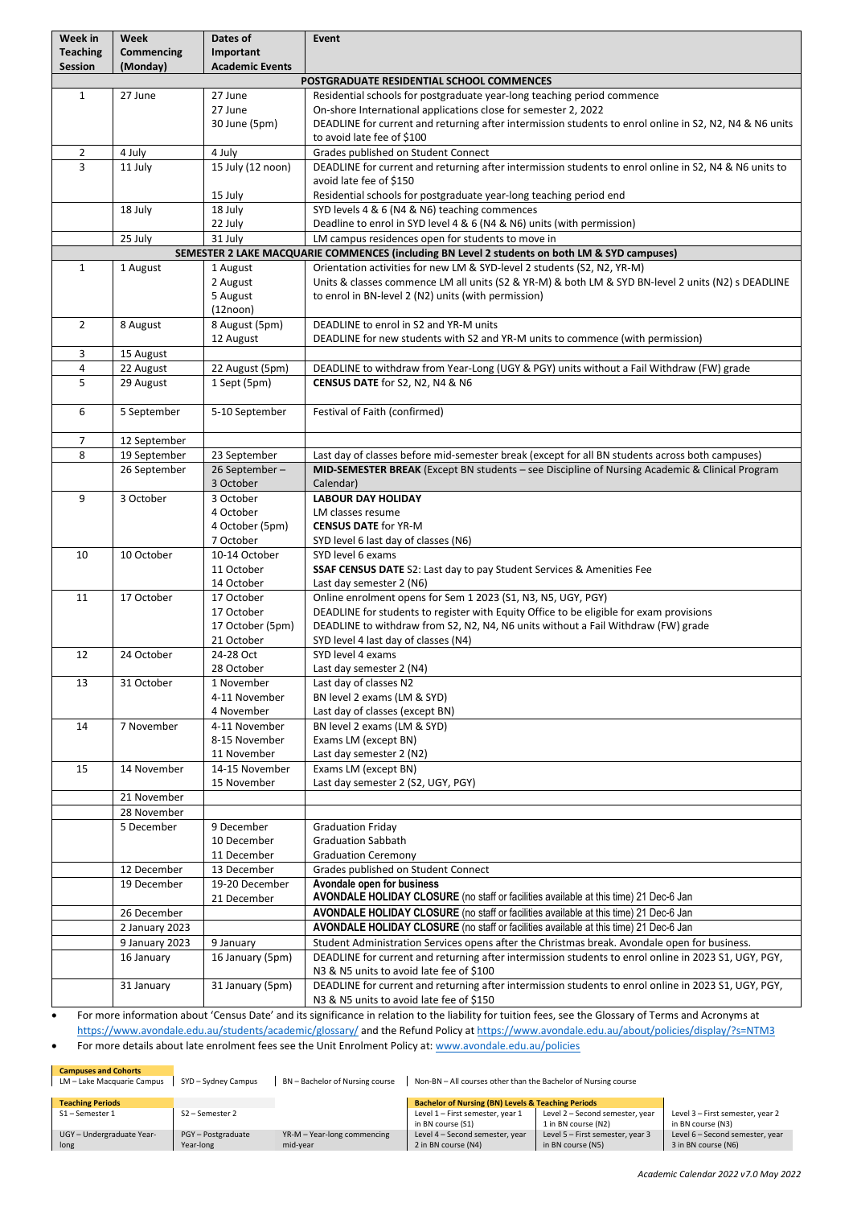| Week in Teaching Session | Week Commencing (Monday) | Dates of Important Academic Events | Event |
|---|---|---|---|
| **POSTGRADUATE RESIDENTIAL SCHOOL COMMENCES** | | | |
| 1 | 27 June | 27 June | Residential schools for postgraduate year-long teaching period commence |
| | | 27 June | On-shore International applications close for semester 2, 2022 |
| | | 30 June (5pm) | DEADLINE for current and returning after intermission students to enrol online in S2, N2, N4 & N6 units to avoid late fee of $100 |
| 2 | 4 July | 4 July | Grades published on Student Connect |
| 3 | 11 July | 15 July (12 noon) | DEADLINE for current and returning after intermission students to enrol online in S2, N4 & N6 units to avoid late fee of $150 |
| | | 15 July | Residential schools for postgraduate year-long teaching period end |
| | 18 July | 18 July | SYD levels 4 & 6 (N4 & N6) teaching commences |
| | | 22 July | Deadline to enrol in SYD level 4 & 6 (N4 & N6) units (with permission) |
| | 25 July | 31 July | LM campus residences open for students to move in |
| **SEMESTER 2 LAKE MACQUARIE COMMENCES (including BN Level 2 students on both LM & SYD campuses)** | | | |
| 1 | 1 August | 1 August | Orientation activities for new LM & SYD-level 2 students (S2, N2, YR-M) |
| | | 2 August | Units & classes commence LM all units (S2 & YR-M) & both LM & SYD BN-level 2 units (N2) s DEADLINE |
| | | 5 August (12noon) | to enrol in BN-level 2 (N2) units (with permission) |
| 2 | 8 August | 8 August (5pm) | DEADLINE to enrol in S2 and YR-M units |
| | | 12 August | DEADLINE for new students with S2 and YR-M units to commence (with permission) |
| 3 | 15 August | | |
| 4 | 22 August | 22 August (5pm) | DEADLINE to withdraw from Year-Long (UGY & PGY) units without a Fail Withdraw (FW) grade |
| 5 | 29 August | 1 Sept (5pm) | **CENSUS DATE** for S2, N2, N4 & N6 |
| 6 | 5 September | 5-10 September | Festival of Faith (confirmed) |
| 7 | 12 September | | |
| 8 | 19 September | 23 September | Last day of classes before mid-semester break (except for all BN students across both campuses) |
| | 26 September | 26 September – 3 October | **MID-SEMESTER BREAK** (Except BN students – see Discipline of Nursing Academic & Clinical Program Calendar) |
| 9 | 3 October | 3 October | **LABOUR DAY HOLIDAY** |
| | | 4 October | LM classes resume |
| | | 4 October (5pm) | **CENSUS DATE** for YR-M |
| | | 7 October | SYD level 6 last day of classes (N6) |
| 10 | 10 October | 10-14 October | SYD level 6 exams |
| | | 11 October | **SSAF CENSUS DATE** S2: Last day to pay Student Services & Amenities Fee |
| | | 14 October | Last day semester 2 (N6) |
| 11 | 17 October | 17 October | Online enrolment opens for Sem 1 2023 (S1, N3, N5, UGY, PGY) |
| | | 17 October | DEADLINE for students to register with Equity Office to be eligible for exam provisions |
| | | 17 October (5pm) | DEADLINE to withdraw from S2, N2, N4, N6 units without a Fail Withdraw (FW) grade |
| | | 21 October | SYD level 4 last day of classes (N4) |
| 12 | 24 October | 24-28 Oct | SYD level 4 exams |
| | | 28 October | Last day semester 2 (N4) |
| 13 | 31 October | 1 November | Last day of classes N2 |
| | | 4-11 November | BN level 2 exams (LM & SYD) |
| | | 4 November | Last day of classes (except BN) |
| 14 | 7 November | 4-11 November | BN level 2 exams (LM & SYD) |
| | | 8-15 November | Exams LM (except BN) |
| | | 11 November | Last day semester 2 (N2) |
| 15 | 14 November | 14-15 November | Exams LM (except BN) |
| | | 15 November | Last day semester 2 (S2, UGY, PGY) |
| | 21 November | | |
| | 28 November | | |
| | 5 December | 9 December | Graduation Friday |
| | | 10 December | Graduation Sabbath |
| | | 11 December | Graduation Ceremony |
| | 12 December | 13 December | Grades published on Student Connect |
| | 19 December | 19-20 December | **Avondale open for business** |
| | | 21 December | **AVONDALE HOLIDAY CLOSURE** (no staff or facilities available at this time) 21 Dec-6 Jan |
| | 26 December | | **AVONDALE HOLIDAY CLOSURE** (no staff or facilities available at this time) 21 Dec-6 Jan |
| | 2 January 2023 | | **AVONDALE HOLIDAY CLOSURE** (no staff or facilities available at this time) 21 Dec-6 Jan |
| | 9 January 2023 | 9 January | Student Administration Services opens after the Christmas break. Avondale open for business. |
| | 16 January | 16 January (5pm) | DEADLINE for current and returning after intermission students to enrol online in 2023 S1, UGY, PGY, N3 & N5 units to avoid late fee of $100 |
| | 31 January | 31 January (5pm) | DEADLINE for current and returning after intermission students to enrol online in 2023 S1, UGY, PGY, N3 & N5 units to avoid late fee of $150 |

- For more information about 'Census Date' and its significance in relation to the liability for tuition fees, see the Glossary of Terms and Acronyms at https://www.avondale.edu.au/students/academic/glossary/ and the Refund Policy at https://www.avondale.edu.au/about/policies/display/?s=NTM3
- For more details about late enrolment fees see the Unit Enrolment Policy at: www.avondale.edu.au/policies

**Campuses and Cohorts**

LM – Lake Macquarie Campus | SYD – Sydney Campus | BN – Bachelor of Nursing course | Non-BN – All courses other than the Bachelor of Nursing course

| **Teaching Periods** | | |
|---|---|---|
| S1 – Semester 1 | S2 – Semester 2 | |
| UGY – Undergraduate Year-long | PGY – Postgraduate Year-long | YR-M – Year-long commencing mid-year |

| **Bachelor of Nursing (BN) Levels & Teaching Periods** | | |
|---|---|---|
| Level 1 – First semester, year 1 in BN course (S1) | Level 2 – Second semester, year 1 in BN course (N2) | Level 3 – First semester, year 2 in BN course (N3) |
| Level 4 – Second semester, year 2 in BN course (N4) | Level 5 – First semester, year 3 in BN course (N5) | Level 6 – Second semester, year 3 in BN course (N6) |

*Academic Calendar 2022 v7.0 May 2022*